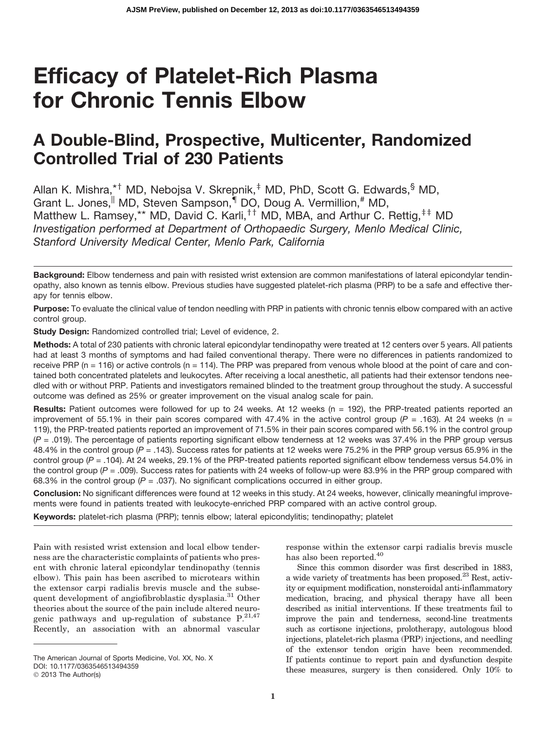# Efficacy of Platelet-Rich Plasma for Chronic Tennis Elbow

## A Double-Blind, Prospective, Multicenter, Randomized Controlled Trial of 230 Patients

Allan K. Mishra,[*†] MD, Nebojsa V. Skrepnik,[‡] MD, PhD, Scott G. Edwards,[§] MD, Grant L. Jones,[||] MD, Steven Sampson,[¶] DO, Doug A. Vermillion,[#] MD, Matthew L. Ramsey,[**] MD, David C. Karli,[††] MD, MBA, and Arthur C. Rettig,[‡‡] MD

*Investigation performed at Department of Orthopaedic Surgery, Menlo Medical Clinic, Stanford University Medical Center, Menlo Park, California*

**Background:** Elbow tenderness and pain with resisted wrist extension are common manifestations of lateral epicondylar tendinopathy, also known as tennis elbow. Previous studies have suggested platelet-rich plasma (PRP) to be a safe and effective therapy for tennis elbow.

**Purpose:** To evaluate the clinical value of tendon needling with PRP in patients with chronic tennis elbow compared with an active control group.

**Study Design:** Randomized controlled trial; Level of evidence, 2.

**Methods:** A total of 230 patients with chronic lateral epicondylar tendinopathy were treated at 12 centers over 5 years. All patients had at least 3 months of symptoms and had failed conventional therapy. There were no differences in patients randomized to receive PRP (n = 116) or active controls (n = 114). The PRP was prepared from venous whole blood at the point of care and contained both concentrated platelets and leukocytes. After receiving a local anesthetic, all patients had their extensor tendons needled with or without PRP. Patients and investigators remained blinded to the treatment group throughout the study. A successful outcome was defined as 25% or greater improvement on the visual analog scale for pain.

**Results:** Patient outcomes were followed for up to 24 weeks. At 12 weeks (n = 192), the PRP-treated patients reported an improvement of 55.1% in their pain scores compared with 47.4% in the active control group ($P = .163$). At 24 weeks (n = 119), the PRP-treated patients reported an improvement of 71.5% in their pain scores compared with 56.1% in the control group ($P = .019$). The percentage of patients reporting significant elbow tenderness at 12 weeks was 37.4% in the PRP group versus 48.4% in the control group ($P = .143$). Success rates for patients at 12 weeks were 75.2% in the PRP group versus 65.9% in the control group ($P = .104$). At 24 weeks, 29.1% of the PRP-treated patients reported significant elbow tenderness versus 54.0% in the control group ($P = .009$). Success rates for patients with 24 weeks of follow-up were 83.9% in the PRP group compared with 68.3% in the control group ($P = .037$). No significant complications occurred in either group.

**Conclusion:** No significant differences were found at 12 weeks in this study. At 24 weeks, however, clinically meaningful improvements were found in patients treated with leukocyte-enriched PRP compared with an active control group.

**Keywords:** platelet-rich plasma (PRP); tennis elbow; lateral epicondylitis; tendinopathy; platelet

Pain with resisted wrist extension and local elbow tenderness are the characteristic complaints of patients who present with chronic lateral epicondylar tendinopathy (tennis elbow). This pain has been ascribed to microtears within the extensor carpi radialis brevis muscle and the subsequent development of angiofibroblastic dysplasia.[31] Other theories about the source of the pain include altered neurogenic pathways and up-regulation of substance P.[21,47] Recently, an association with an abnormal vascular response within the extensor carpi radialis brevis muscle has also been reported.[40]

Since this common disorder was first described in 1883, a wide variety of treatments has been proposed.[23] Rest, activity or equipment modification, nonsteroidal anti-inflammatory medication, bracing, and physical therapy have all been described as initial interventions. If these treatments fail to improve the pain and tenderness, second-line treatments such as cortisone injections, prolotherapy, autologous blood injections, platelet-rich plasma (PRP) injections, and needling of the extensor tendon origin have been recommended. If patients continue to report pain and dysfunction despite these measures, surgery is then considered. Only 10% to

The American Journal of Sports Medicine, Vol. XX, No. X
DOI: 10.1177/0363546513494359
© 2013 The Author(s)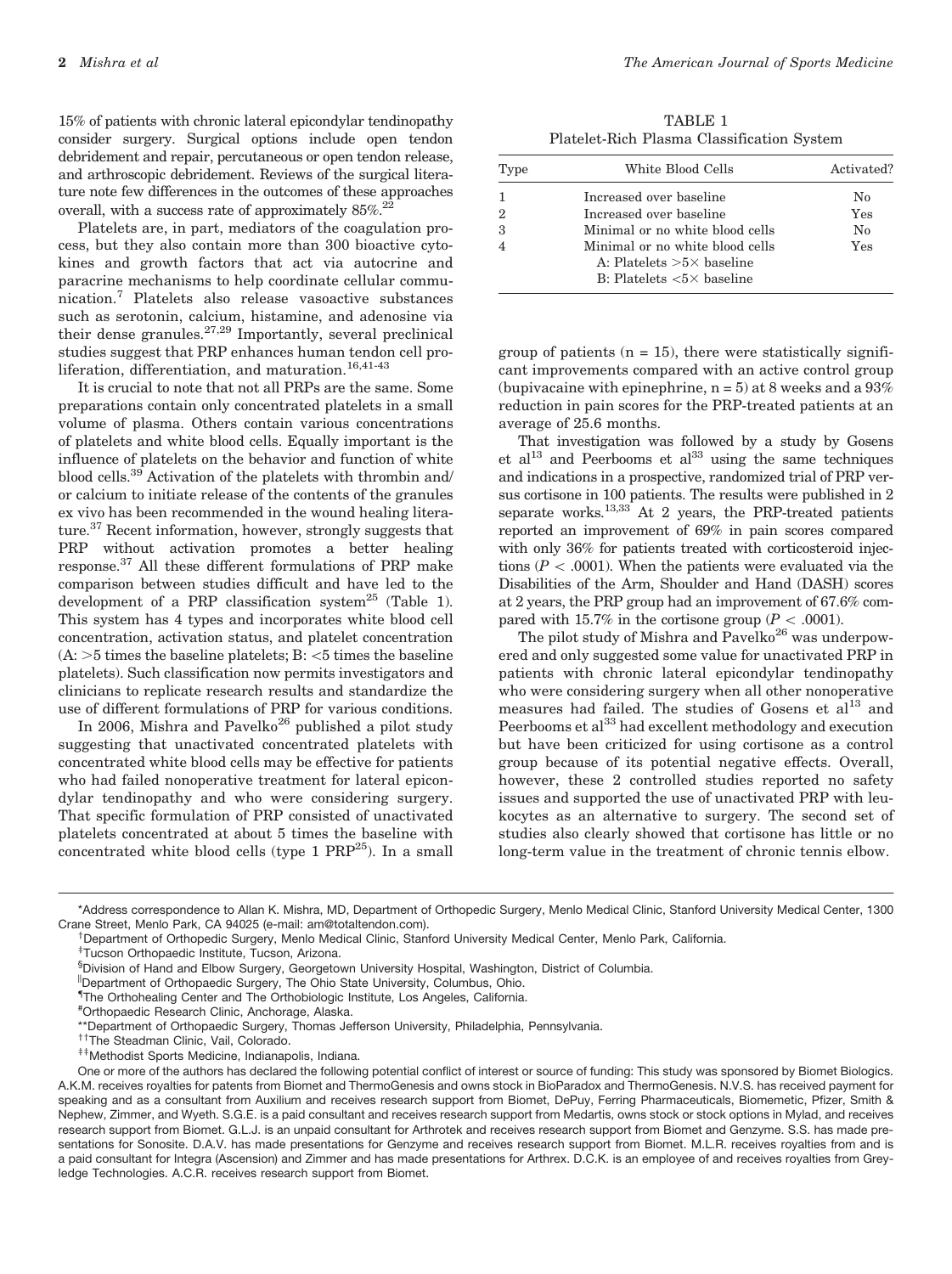15% of patients with chronic lateral epicondylar tendinopathy consider surgery. Surgical options include open tendon debridement and repair, percutaneous or open tendon release, and arthroscopic debridement. Reviews of the surgical literature note few differences in the outcomes of these approaches overall, with a success rate of approximately 85%.[22]

Platelets are, in part, mediators of the coagulation process, but they also contain more than 300 bioactive cytokines and growth factors that act via autocrine and paracrine mechanisms to help coordinate cellular communication.[7] Platelets also release vasoactive substances such as serotonin, calcium, histamine, and adenosine via their dense granules.[27,29] Importantly, several preclinical studies suggest that PRP enhances human tendon cell proliferation, differentiation, and maturation.[16,41-43]

It is crucial to note that not all PRPs are the same. Some preparations contain only concentrated platelets in a small volume of plasma. Others contain various concentrations of platelets and white blood cells. Equally important is the influence of platelets on the behavior and function of white blood cells.[39] Activation of the platelets with thrombin and/or calcium to initiate release of the contents of the granules ex vivo has been recommended in the wound healing literature.[37] Recent information, however, strongly suggests that PRP without activation promotes a better healing response.[37] All these different formulations of PRP make comparison between studies difficult and have led to the development of a PRP classification system[25] (Table 1). This system has 4 types and incorporates white blood cell concentration, activation status, and platelet concentration (A: >5 times the baseline platelets; B: <5 times the baseline platelets). Such classification now permits investigators and clinicians to replicate research results and standardize the use of different formulations of PRP for various conditions.

TABLE 1
Platelet-Rich Plasma Classification System

| Type | White Blood Cells | Activated? |
|---|---|---|
| 1 | Increased over baseline | No |
| 2 | Increased over baseline | Yes |
| 3 | Minimal or no white blood cells | No |
| 4 | Minimal or no white blood cells | Yes |
| | A: Platelets >5× baseline | |
| | B: Platelets <5× baseline | |

In 2006, Mishra and Pavelko[26] published a pilot study suggesting that unactivated concentrated platelets with concentrated white blood cells may be effective for patients who had failed nonoperative treatment for lateral epicondylar tendinopathy and who were considering surgery. That specific formulation of PRP consisted of unactivated platelets concentrated at about 5 times the baseline with concentrated white blood cells (type 1 PRP[25]). In a small group of patients (n = 15), there were statistically significant improvements compared with an active control group (bupivacaine with epinephrine, n = 5) at 8 weeks and a 93% reduction in pain scores for the PRP-treated patients at an average of 25.6 months.

That investigation was followed by a study by Gosens et al[13] and Peerbooms et al[33] using the same techniques and indications in a prospective, randomized trial of PRP versus cortisone in 100 patients. The results were published in 2 separate works.[13,33] At 2 years, the PRP-treated patients reported an improvement of 69% in pain scores compared with only 36% for patients treated with corticosteroid injections ($P < .0001$). When the patients were evaluated via the Disabilities of the Arm, Shoulder and Hand (DASH) scores at 2 years, the PRP group had an improvement of 67.6% compared with 15.7% in the cortisone group ($P < .0001$).

The pilot study of Mishra and Pavelko[26] was underpowered and only suggested some value for unactivated PRP in patients with chronic lateral epicondylar tendinopathy who were considering surgery when all other nonoperative measures had failed. The studies of Gosens et al[13] and Peerbooms et al[33] had excellent methodology and execution but have been criticized for using cortisone as a control group because of its potential negative effects. Overall, however, these 2 controlled studies reported no safety issues and supported the use of unactivated PRP with leukocytes as an alternative to surgery. The second set of studies also clearly showed that cortisone has little or no long-term value in the treatment of chronic tennis elbow.

*Address correspondence to Allan K. Mishra, MD, Department of Orthopedic Surgery, Menlo Medical Clinic, Stanford University Medical Center, 1300 Crane Street, Menlo Park, CA 94025 (e-mail: am@totaltendon.com).

†Department of Orthopedic Surgery, Menlo Medical Clinic, Stanford University Medical Center, Menlo Park, California.

‡Tucson Orthopaedic Institute, Tucson, Arizona.

§Division of Hand and Elbow Surgery, Georgetown University Hospital, Washington, District of Columbia.

‖Department of Orthopaedic Surgery, The Ohio State University, Columbus, Ohio.

¶The Orthohealing Center and The Orthobiologic Institute, Los Angeles, California.

#Orthopaedic Research Clinic, Anchorage, Alaska.

**Department of Orthopaedic Surgery, Thomas Jefferson University, Philadelphia, Pennsylvania.

††The Steadman Clinic, Vail, Colorado.

‡‡Methodist Sports Medicine, Indianapolis, Indiana.

One or more of the authors has declared the following potential conflict of interest or source of funding: This study was sponsored by Biomet Biologics. A.K.M. receives royalties for patents from Biomet and ThermoGenesis and owns stock in BioParadox and ThermoGenesis. N.V.S. has received payment for speaking and as a consultant from Auxilium and receives research support from Biomet, DePuy, Ferring Pharmaceuticals, Biomemetic, Pfizer, Smith & Nephew, Zimmer, and Wyeth. S.G.E. is a paid consultant and receives research support from Medartis, owns stock or stock options in Mylad, and receives research support from Biomet. G.L.J. is an unpaid consultant for Arthrotek and receives research support from Biomet and Genzyme. S.S. has made presentations for Sonosite. D.A.V. has made presentations for Genzyme and receives research support from Biomet. M.L.R. receives royalties from and is a paid consultant for Integra (Ascension) and Zimmer and has made presentations for Arthrex. D.C.K. is an employee of and receives royalties from Greyledge Technologies. A.C.R. receives research support from Biomet.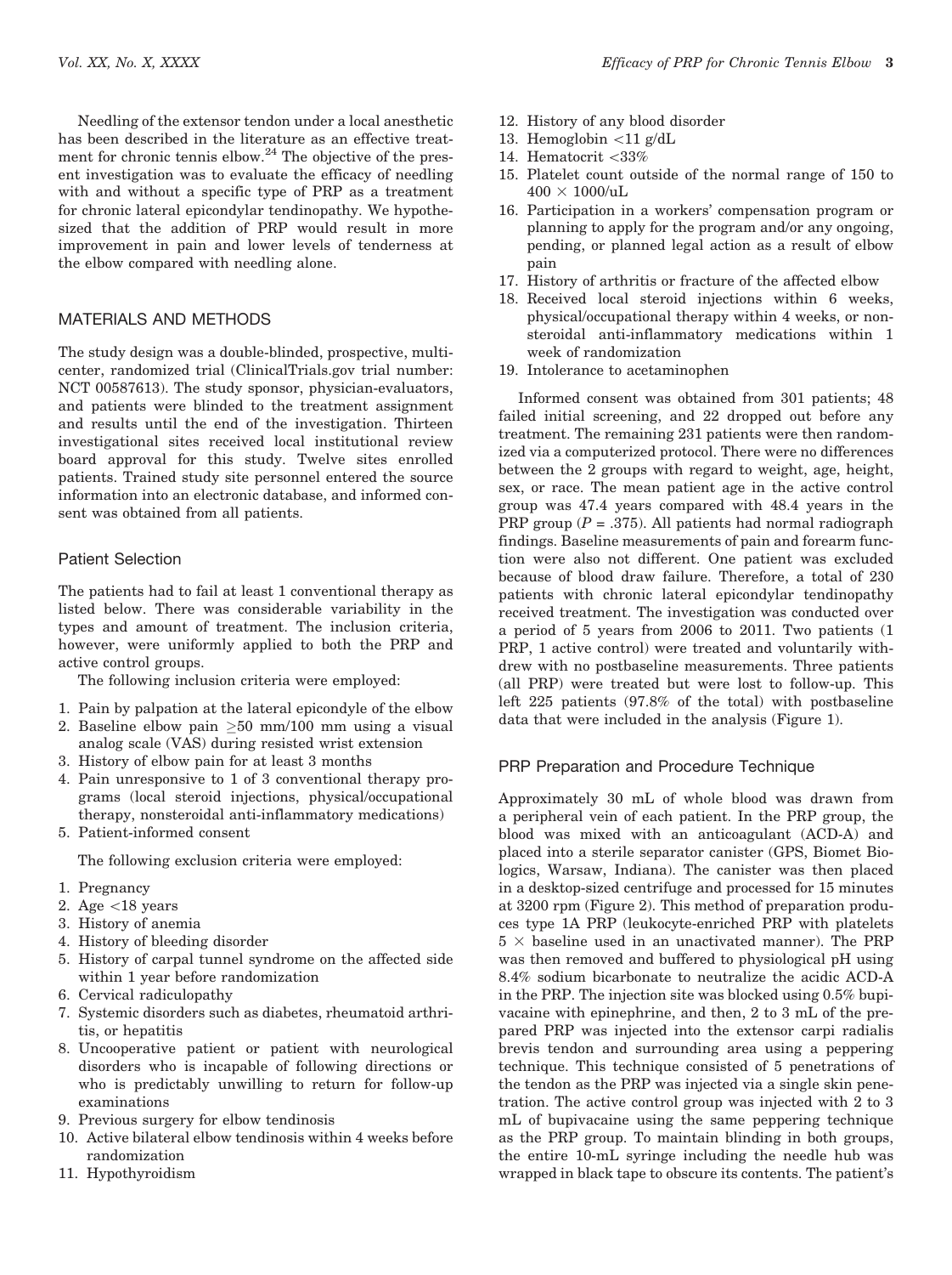Needling of the extensor tendon under a local anesthetic has been described in the literature as an effective treatment for chronic tennis elbow.[24] The objective of the present investigation was to evaluate the efficacy of needling with and without a specific type of PRP as a treatment for chronic lateral epicondylar tendinopathy. We hypothesized that the addition of PRP would result in more improvement in pain and lower levels of tenderness at the elbow compared with needling alone.

## MATERIALS AND METHODS

The study design was a double-blinded, prospective, multicenter, randomized trial (ClinicalTrials.gov trial number: NCT 00587613). The study sponsor, physician-evaluators, and patients were blinded to the treatment assignment and results until the end of the investigation. Thirteen investigational sites received local institutional review board approval for this study. Twelve sites enrolled patients. Trained study site personnel entered the source information into an electronic database, and informed consent was obtained from all patients.

### Patient Selection

The patients had to fail at least 1 conventional therapy as listed below. There was considerable variability in the types and amount of treatment. The inclusion criteria, however, were uniformly applied to both the PRP and active control groups.

The following inclusion criteria were employed:

1. Pain by palpation at the lateral epicondyle of the elbow
2. Baseline elbow pain ≥50 mm/100 mm using a visual analog scale (VAS) during resisted wrist extension
3. History of elbow pain for at least 3 months
4. Pain unresponsive to 1 of 3 conventional therapy programs (local steroid injections, physical/occupational therapy, nonsteroidal anti-inflammatory medications)
5. Patient-informed consent

The following exclusion criteria were employed:

1. Pregnancy
2. Age <18 years
3. History of anemia
4. History of bleeding disorder
5. History of carpal tunnel syndrome on the affected side within 1 year before randomization
6. Cervical radiculopathy
7. Systemic disorders such as diabetes, rheumatoid arthritis, or hepatitis
8. Uncooperative patient or patient with neurological disorders who is incapable of following directions or who is predictably unwilling to return for follow-up examinations
9. Previous surgery for elbow tendinosis
10. Active bilateral elbow tendinosis within 4 weeks before randomization
11. Hypothyroidism
12. History of any blood disorder
13. Hemoglobin <11 g/dL
14. Hematocrit <33%
15. Platelet count outside of the normal range of 150 to 400 × 1000/uL
16. Participation in a workers' compensation program or planning to apply for the program and/or any ongoing, pending, or planned legal action as a result of elbow pain
17. History of arthritis or fracture of the affected elbow
18. Received local steroid injections within 6 weeks, physical/occupational therapy within 4 weeks, or nonsteroidal anti-inflammatory medications within 1 week of randomization
19. Intolerance to acetaminophen

Informed consent was obtained from 301 patients; 48 failed initial screening, and 22 dropped out before any treatment. The remaining 231 patients were then randomized via a computerized protocol. There were no differences between the 2 groups with regard to weight, age, height, sex, or race. The mean patient age in the active control group was 47.4 years compared with 48.4 years in the PRP group ($P = .375$). All patients had normal radiograph findings. Baseline measurements of pain and forearm function were also not different. One patient was excluded because of blood draw failure. Therefore, a total of 230 patients with chronic lateral epicondylar tendinopathy received treatment. The investigation was conducted over a period of 5 years from 2006 to 2011. Two patients (1 PRP, 1 active control) were treated and voluntarily withdrew with no postbaseline measurements. Three patients (all PRP) were treated but were lost to follow-up. This left 225 patients (97.8% of the total) with postbaseline data that were included in the analysis (Figure 1).

### PRP Preparation and Procedure Technique

Approximately 30 mL of whole blood was drawn from a peripheral vein of each patient. In the PRP group, the blood was mixed with an anticoagulant (ACD-A) and placed into a sterile separator canister (GPS, Biomet Biologics, Warsaw, Indiana). The canister was then placed in a desktop-sized centrifuge and processed for 15 minutes at 3200 rpm (Figure 2). This method of preparation produces type 1A PRP (leukocyte-enriched PRP with platelets 5 × baseline used in an unactivated manner). The PRP was then removed and buffered to physiological pH using 8.4% sodium bicarbonate to neutralize the acidic ACD-A in the PRP. The injection site was blocked using 0.5% bupivacaine with epinephrine, and then, 2 to 3 mL of the prepared PRP was injected into the extensor carpi radialis brevis tendon and surrounding area using a peppering technique. This technique consisted of 5 penetrations of the tendon as the PRP was injected via a single skin penetration. The active control group was injected with 2 to 3 mL of bupivacaine using the same peppering technique as the PRP group. To maintain blinding in both groups, the entire 10-mL syringe including the needle hub was wrapped in black tape to obscure its contents. The patient's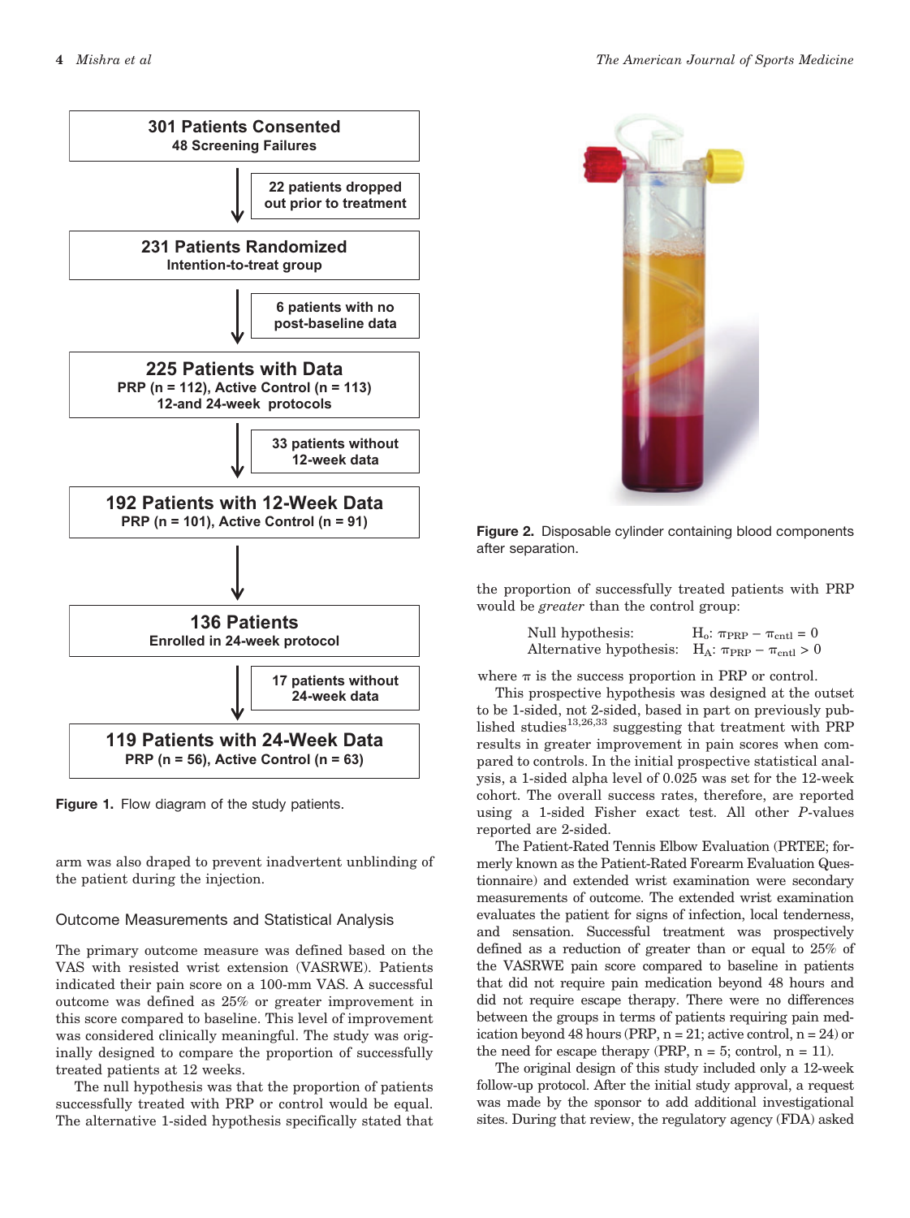301 Patients Consented
48 Screening Failures

22 patients dropped out prior to treatment

231 Patients Randomized
Intention-to-treat group

6 patients with no post-baseline data

225 Patients with Data
PRP (n = 112), Active Control (n = 113)
12-and 24-week protocols

33 patients without 12-week data

192 Patients with 12-Week Data
PRP (n = 101), Active Control (n = 91)

136 Patients
Enrolled in 24-week protocol

17 patients without 24-week data

119 Patients with 24-Week Data
PRP (n = 56), Active Control (n = 63)

**Figure 1.** Flow diagram of the study patients.

arm was also draped to prevent inadvertent unblinding of the patient during the injection.

## Outcome Measurements and Statistical Analysis

The primary outcome measure was defined based on the VAS with resisted wrist extension (VASRWE). Patients indicated their pain score on a 100-mm VAS. A successful outcome was defined as 25% or greater improvement in this score compared to baseline. This level of improvement was considered clinically meaningful. The study was originally designed to compare the proportion of successfully treated patients at 12 weeks.

The null hypothesis was that the proportion of patients successfully treated with PRP or control would be equal. The alternative 1-sided hypothesis specifically stated that the proportion of successfully treated patients with PRP would be *greater* than the control group:

$$\text{Null hypothesis:} \quad H_o: \pi_{PRP} - \pi_{cntl} = 0$$
$$\text{Alternative hypothesis:} \quad H_A: \pi_{PRP} - \pi_{cntl} > 0$$

where $\pi$ is the success proportion in PRP or control.

This prospective hypothesis was designed at the outset to be 1-sided, not 2-sided, based in part on previously published studies[13,26,33] suggesting that treatment with PRP results in greater improvement in pain scores when compared to controls. In the initial prospective statistical analysis, a 1-sided alpha level of 0.025 was set for the 12-week cohort. The overall success rates, therefore, are reported using a 1-sided Fisher exact test. All other *P*-values reported are 2-sided.

The Patient-Rated Tennis Elbow Evaluation (PRTEE; formerly known as the Patient-Rated Forearm Evaluation Questionnaire) and extended wrist examination were secondary measurements of outcome. The extended wrist examination evaluates the patient for signs of infection, local tenderness, and sensation. Successful treatment was prospectively defined as a reduction of greater than or equal to 25% of the VASRWE pain score compared to baseline in patients that did not require pain medication beyond 48 hours and did not require escape therapy. There were no differences between the groups in terms of patients requiring pain medication beyond 48 hours (PRP, n = 21; active control, n = 24) or the need for escape therapy (PRP, n = 5; control, n = 11).

The original design of this study included only a 12-week follow-up protocol. After the initial study approval, a request was made by the sponsor to add additional investigational sites. During that review, the regulatory agency (FDA) asked

**Figure 2.** Disposable cylinder containing blood components after separation.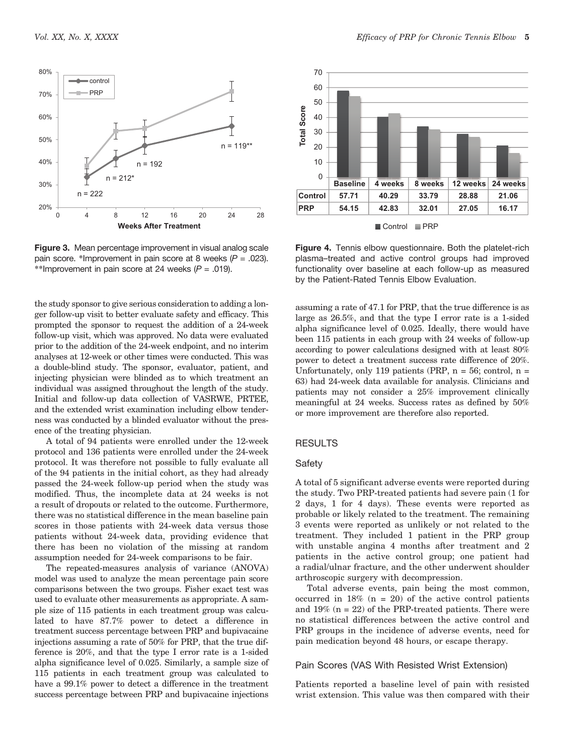**Figure 3.** Mean percentage improvement in visual analog scale pain score. *Improvement in pain score at 8 weeks ($P$ = .023). **Improvement in pain score at 24 weeks ($P$ = .019).

| | Baseline | 4 weeks | 8 weeks | 12 weeks | 24 weeks |
|---|---|---|---|---|---|
| Control | 57.71 | 40.29 | 33.79 | 28.88 | 21.06 |
| PRP | 54.15 | 42.83 | 32.01 | 27.05 | 16.17 |

**Figure 4.** Tennis elbow questionnaire. Both the platelet-rich plasma–treated and active control groups had improved functionality over baseline at each follow-up as measured by the Patient-Rated Tennis Elbow Evaluation.

the study sponsor to give serious consideration to adding a longer follow-up visit to better evaluate safety and efficacy. This prompted the sponsor to request the addition of a 24-week follow-up visit, which was approved. No data were evaluated prior to the addition of the 24-week endpoint, and no interim analyses at 12-week or other times were conducted. This was a double-blind study. The sponsor, evaluator, patient, and injecting physician were blinded as to which treatment an individual was assigned throughout the length of the study. Initial and follow-up data collection of VASRWE, PRTEE, and the extended wrist examination including elbow tenderness was conducted by a blinded evaluator without the presence of the treating physician.

A total of 94 patients were enrolled under the 12-week protocol and 136 patients were enrolled under the 24-week protocol. It was therefore not possible to fully evaluate all of the 94 patients in the initial cohort, as they had already passed the 24-week follow-up period when the study was modified. Thus, the incomplete data at 24 weeks is not a result of dropouts or related to the outcome. Furthermore, there was no statistical difference in the mean baseline pain scores in those patients with 24-week data versus those patients without 24-week data, providing evidence that there has been no violation of the missing at random assumption needed for 24-week comparisons to be fair.

The repeated-measures analysis of variance (ANOVA) model was used to analyze the mean percentage pain score comparisons between the two groups. Fisher exact test was used to evaluate other measurements as appropriate. A sample size of 115 patients in each treatment group was calculated to have 87.7% power to detect a difference in treatment success percentage between PRP and bupivacaine injections assuming a rate of 50% for PRP, that the true difference is 20%, and that the type I error rate is a 1-sided alpha significance level of 0.025. Similarly, a sample size of 115 patients in each treatment group was calculated to have a 99.1% power to detect a difference in the treatment success percentage between PRP and bupivacaine injections assuming a rate of 47.1 for PRP, that the true difference is as large as 26.5%, and that the type I error rate is a 1-sided alpha significance level of 0.025. Ideally, there would have been 115 patients in each group with 24 weeks of follow-up according to power calculations designed with at least 80% power to detect a treatment success rate difference of 20%. Unfortunately, only 119 patients (PRP, n = 56; control, n = 63) had 24-week data available for analysis. Clinicians and patients may not consider a 25% improvement clinically meaningful at 24 weeks. Success rates as defined by 50% or more improvement are therefore also reported.

## RESULTS

### Safety

A total of 5 significant adverse events were reported during the study. Two PRP-treated patients had severe pain (1 for 2 days, 1 for 4 days). These events were reported as probable or likely related to the treatment. The remaining 3 events were reported as unlikely or not related to the treatment. They included 1 patient in the PRP group with unstable angina 4 months after treatment and 2 patients in the active control group; one patient had a radial/ulnar fracture, and the other underwent shoulder arthroscopic surgery with decompression.

Total adverse events, pain being the most common, occurred in 18% (n = 20) of the active control patients and 19% (n = 22) of the PRP-treated patients. There were no statistical differences between the active control and PRP groups in the incidence of adverse events, need for pain medication beyond 48 hours, or escape therapy.

### Pain Scores (VAS With Resisted Wrist Extension)

Patients reported a baseline level of pain with resisted wrist extension. This value was then compared with their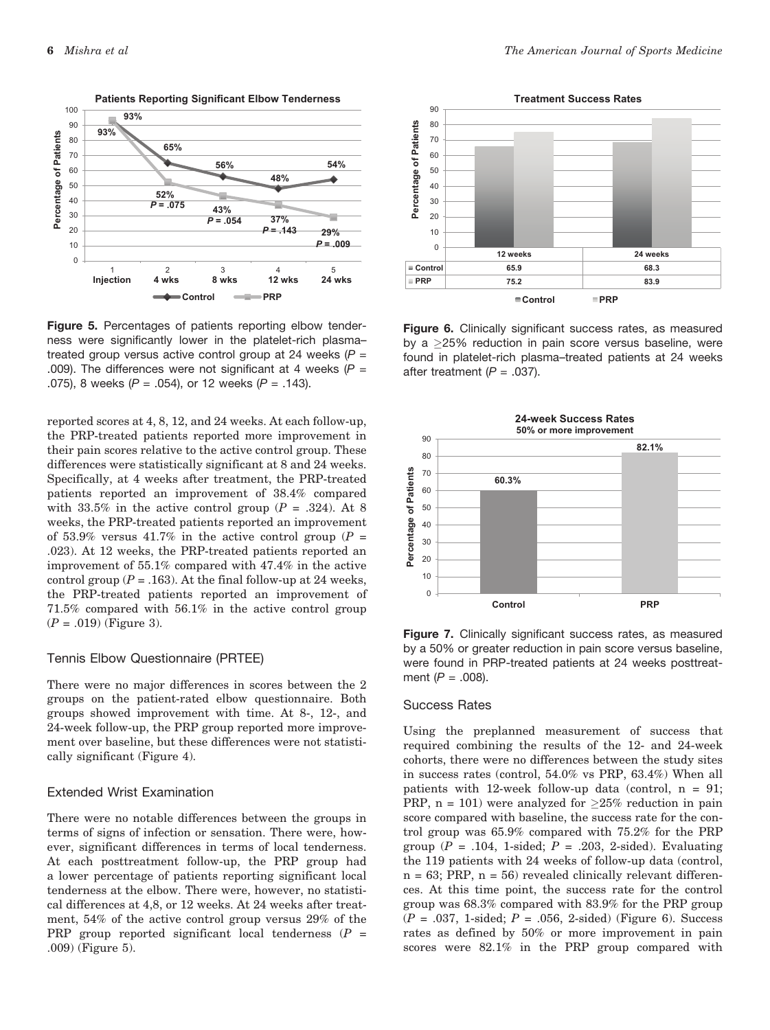Figure 5. Percentages of patients reporting elbow tenderness were significantly lower in the platelet-rich plasma–treated group versus active control group at 24 weeks ($P$ = .009). The differences were not significant at 4 weeks ($P$ = .075), 8 weeks ($P$ = .054), or 12 weeks ($P$ = .143).

Figure 6. Clinically significant success rates, as measured by a ≥25% reduction in pain score versus baseline, were found in platelet-rich plasma–treated patients at 24 weeks after treatment ($P$ = .037).

| | 12 weeks | 24 weeks |
|---|---|---|
| Control | 65.9 | 68.3 |
| PRP | 75.2 | 83.9 |

Figure 7. Clinically significant success rates, as measured by a 50% or greater reduction in pain score versus baseline, were found in PRP-treated patients at 24 weeks posttreatment ($P$ = .008).

reported scores at 4, 8, 12, and 24 weeks. At each follow-up, the PRP-treated patients reported more improvement in their pain scores relative to the active control group. These differences were statistically significant at 8 and 24 weeks. Specifically, at 4 weeks after treatment, the PRP-treated patients reported an improvement of 38.4% compared with 33.5% in the active control group ($P$ = .324). At 8 weeks, the PRP-treated patients reported an improvement of 53.9% versus 41.7% in the active control group ($P$ = .023). At 12 weeks, the PRP-treated patients reported an improvement of 55.1% compared with 47.4% in the active control group ($P$ = .163). At the final follow-up at 24 weeks, the PRP-treated patients reported an improvement of 71.5% compared with 56.1% in the active control group ($P$ = .019) (Figure 3).

### Tennis Elbow Questionnaire (PRTEE)

There were no major differences in scores between the 2 groups on the patient-rated elbow questionnaire. Both groups showed improvement with time. At 8-, 12-, and 24-week follow-up, the PRP group reported more improvement over baseline, but these differences were not statistically significant (Figure 4).

### Extended Wrist Examination

There were no notable differences between the groups in terms of signs of infection or sensation. There were, however, significant differences in terms of local tenderness. At each posttreatment follow-up, the PRP group had a lower percentage of patients reporting significant local tenderness at the elbow. There were, however, no statistical differences at 4,8, or 12 weeks. At 24 weeks after treatment, 54% of the active control group versus 29% of the PRP group reported significant local tenderness ($P$ = .009) (Figure 5).

### Success Rates

Using the preplanned measurement of success that required combining the results of the 12- and 24-week cohorts, there were no differences between the study sites in success rates (control, 54.0% vs PRP, 63.4%) When all patients with 12-week follow-up data (control, n = 91; PRP, n = 101) were analyzed for ≥25% reduction in pain score compared with baseline, the success rate for the control group was 65.9% compared with 75.2% for the PRP group ($P$ = .104, 1-sided; $P$ = .203, 2-sided). Evaluating the 119 patients with 24 weeks of follow-up data (control, n = 63; PRP, n = 56) revealed clinically relevant differences. At this time point, the success rate for the control group was 68.3% compared with 83.9% for the PRP group ($P$ = .037, 1-sided; $P$ = .056, 2-sided) (Figure 6). Success rates as defined by 50% or more improvement in pain scores were 82.1% in the PRP group compared with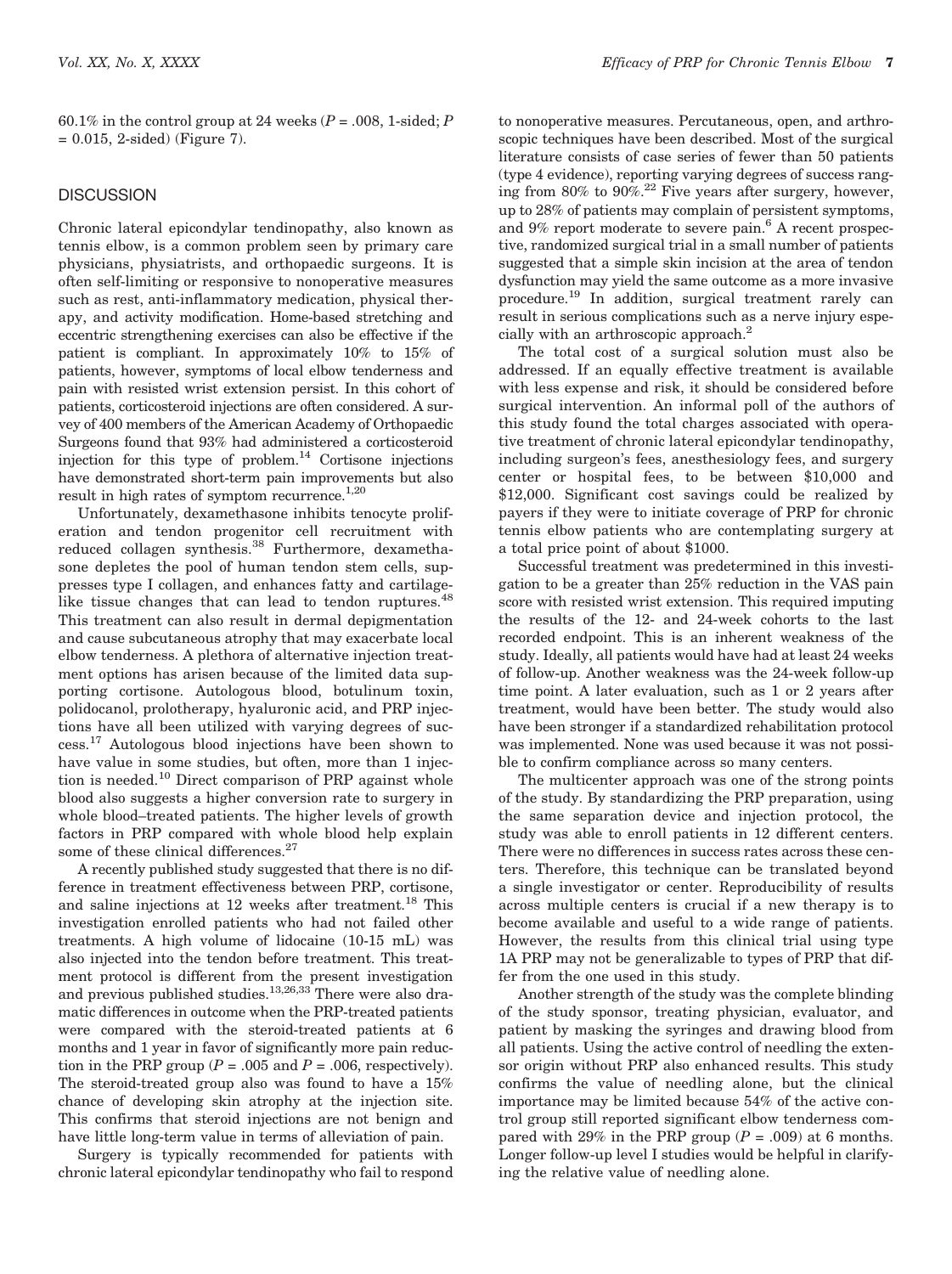60.1% in the control group at 24 weeks ($P$ = .008, 1-sided; $P$ = 0.015, 2-sided) (Figure 7).

## DISCUSSION

Chronic lateral epicondylar tendinopathy, also known as tennis elbow, is a common problem seen by primary care physicians, physiatrists, and orthopaedic surgeons. It is often self-limiting or responsive to nonoperative measures such as rest, anti-inflammatory medication, physical therapy, and activity modification. Home-based stretching and eccentric strengthening exercises can also be effective if the patient is compliant. In approximately 10% to 15% of patients, however, symptoms of local elbow tenderness and pain with resisted wrist extension persist. In this cohort of patients, corticosteroid injections are often considered. A survey of 400 members of the American Academy of Orthopaedic Surgeons found that 93% had administered a corticosteroid injection for this type of problem.[14] Cortisone injections have demonstrated short-term pain improvements but also result in high rates of symptom recurrence.[1,20]

Unfortunately, dexamethasone inhibits tenocyte proliferation and tendon progenitor cell recruitment with reduced collagen synthesis.[38] Furthermore, dexamethasone depletes the pool of human tendon stem cells, suppresses type I collagen, and enhances fatty and cartilage-like tissue changes that can lead to tendon ruptures.[48] This treatment can also result in dermal depigmentation and cause subcutaneous atrophy that may exacerbate local elbow tenderness. A plethora of alternative injection treatment options has arisen because of the limited data supporting cortisone. Autologous blood, botulinum toxin, polidocanol, prolotherapy, hyaluronic acid, and PRP injections have all been utilized with varying degrees of success.[17] Autologous blood injections have been shown to have value in some studies, but often, more than 1 injection is needed.[10] Direct comparison of PRP against whole blood also suggests a higher conversion rate to surgery in whole blood–treated patients. The higher levels of growth factors in PRP compared with whole blood help explain some of these clinical differences.[27]

A recently published study suggested that there is no difference in treatment effectiveness between PRP, cortisone, and saline injections at 12 weeks after treatment.[18] This investigation enrolled patients who had not failed other treatments. A high volume of lidocaine (10-15 mL) was also injected into the tendon before treatment. This treatment protocol is different from the present investigation and previous published studies.[13,26,33] There were also dramatic differences in outcome when the PRP-treated patients were compared with the steroid-treated patients at 6 months and 1 year in favor of significantly more pain reduction in the PRP group ($P$ = .005 and $P$ = .006, respectively). The steroid-treated group also was found to have a 15% chance of developing skin atrophy at the injection site. This confirms that steroid injections are not benign and have little long-term value in terms of alleviation of pain.

Surgery is typically recommended for patients with chronic lateral epicondylar tendinopathy who fail to respond to nonoperative measures. Percutaneous, open, and arthroscopic techniques have been described. Most of the surgical literature consists of case series of fewer than 50 patients (type 4 evidence), reporting varying degrees of success ranging from 80% to 90%.[22] Five years after surgery, however, up to 28% of patients may complain of persistent symptoms, and 9% report moderate to severe pain.[6] A recent prospective, randomized surgical trial in a small number of patients suggested that a simple skin incision at the area of tendon dysfunction may yield the same outcome as a more invasive procedure.[19] In addition, surgical treatment rarely can result in serious complications such as a nerve injury especially with an arthroscopic approach.[2]

The total cost of a surgical solution must also be addressed. If an equally effective treatment is available with less expense and risk, it should be considered before surgical intervention. An informal poll of the authors of this study found the total charges associated with operative treatment of chronic lateral epicondylar tendinopathy, including surgeon's fees, anesthesiology fees, and surgery center or hospital fees, to be between $10,000 and $12,000. Significant cost savings could be realized by payers if they were to initiate coverage of PRP for chronic tennis elbow patients who are contemplating surgery at a total price point of about $1000.

Successful treatment was predetermined in this investigation to be a greater than 25% reduction in the VAS pain score with resisted wrist extension. This required imputing the results of the 12- and 24-week cohorts to the last recorded endpoint. This is an inherent weakness of the study. Ideally, all patients would have had at least 24 weeks of follow-up. Another weakness was the 24-week follow-up time point. A later evaluation, such as 1 or 2 years after treatment, would have been better. The study would also have been stronger if a standardized rehabilitation protocol was implemented. None was used because it was not possible to confirm compliance across so many centers.

The multicenter approach was one of the strong points of the study. By standardizing the PRP preparation, using the same separation device and injection protocol, the study was able to enroll patients in 12 different centers. There were no differences in success rates across these centers. Therefore, this technique can be translated beyond a single investigator or center. Reproducibility of results across multiple centers is crucial if a new therapy is to become available and useful to a wide range of patients. However, the results from this clinical trial using type 1A PRP may not be generalizable to types of PRP that differ from the one used in this study.

Another strength of the study was the complete blinding of the study sponsor, treating physician, evaluator, and patient by masking the syringes and drawing blood from all patients. Using the active control of needling the extensor origin without PRP also enhanced results. This study confirms the value of needling alone, but the clinical importance may be limited because 54% of the active control group still reported significant elbow tenderness compared with 29% in the PRP group ($P$ = .009) at 6 months. Longer follow-up level I studies would be helpful in clarifying the relative value of needling alone.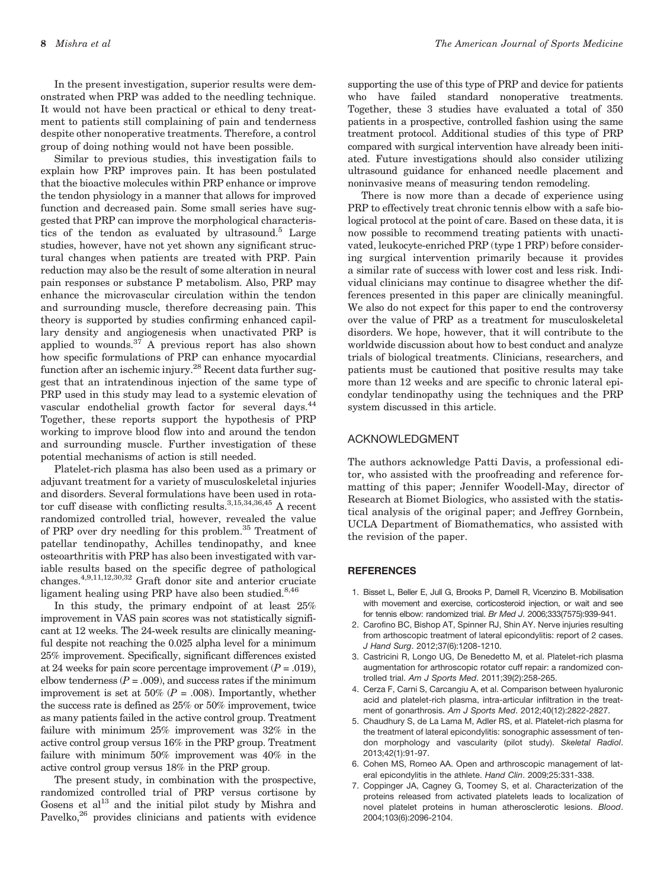In the present investigation, superior results were demonstrated when PRP was added to the needling technique. It would not have been practical or ethical to deny treatment to patients still complaining of pain and tenderness despite other nonoperative treatments. Therefore, a control group of doing nothing would not have been possible.

Similar to previous studies, this investigation fails to explain how PRP improves pain. It has been postulated that the bioactive molecules within PRP enhance or improve the tendon physiology in a manner that allows for improved function and decreased pain. Some small series have suggested that PRP can improve the morphological characteristics of the tendon as evaluated by ultrasound.[5] Large studies, however, have not yet shown any significant structural changes when patients are treated with PRP. Pain reduction may also be the result of some alteration in neural pain responses or substance P metabolism. Also, PRP may enhance the microvascular circulation within the tendon and surrounding muscle, therefore decreasing pain. This theory is supported by studies confirming enhanced capillary density and angiogenesis when unactivated PRP is applied to wounds.[37] A previous report has also shown how specific formulations of PRP can enhance myocardial function after an ischemic injury.[28] Recent data further suggest that an intratendinous injection of the same type of PRP used in this study may lead to a systemic elevation of vascular endothelial growth factor for several days.[44] Together, these reports support the hypothesis of PRP working to improve blood flow into and around the tendon and surrounding muscle. Further investigation of these potential mechanisms of action is still needed.

Platelet-rich plasma has also been used as a primary or adjuvant treatment for a variety of musculoskeletal injuries and disorders. Several formulations have been used in rotator cuff disease with conflicting results.[3,15,34,36,45] A recent randomized controlled trial, however, revealed the value of PRP over dry needling for this problem.[35] Treatment of patellar tendinopathy, Achilles tendinopathy, and knee osteoarthritis with PRP has also been investigated with variable results based on the specific degree of pathological changes.[4,9,11,12,30,32] Graft donor site and anterior cruciate ligament healing using PRP have also been studied.[8,46]

In this study, the primary endpoint of at least 25% improvement in VAS pain scores was not statistically significant at 12 weeks. The 24-week results are clinically meaningful despite not reaching the 0.025 alpha level for a minimum 25% improvement. Specifically, significant differences existed at 24 weeks for pain score percentage improvement ($P = .019$), elbow tenderness ($P = .009$), and success rates if the minimum improvement is set at 50% ($P = .008$). Importantly, whether the success rate is defined as 25% or 50% improvement, twice as many patients failed in the active control group. Treatment failure with minimum 25% improvement was 32% in the active control group versus 16% in the PRP group. Treatment failure with minimum 50% improvement was 40% in the active control group versus 18% in the PRP group.

The present study, in combination with the prospective, randomized controlled trial of PRP versus cortisone by Gosens et al[13] and the initial pilot study by Mishra and Pavelko,[26] provides clinicians and patients with evidence supporting the use of this type of PRP and device for patients who have failed standard nonoperative treatments. Together, these 3 studies have evaluated a total of 350 patients in a prospective, controlled fashion using the same treatment protocol. Additional studies of this type of PRP compared with surgical intervention have already been initiated. Future investigations should also consider utilizing ultrasound guidance for enhanced needle placement and noninvasive means of measuring tendon remodeling.

There is now more than a decade of experience using PRP to effectively treat chronic tennis elbow with a safe biological protocol at the point of care. Based on these data, it is now possible to recommend treating patients with unactivated, leukocyte-enriched PRP (type 1 PRP) before considering surgical intervention primarily because it provides a similar rate of success with lower cost and less risk. Individual clinicians may continue to disagree whether the differences presented in this paper are clinically meaningful. We also do not expect for this paper to end the controversy over the value of PRP as a treatment for musculoskeletal disorders. We hope, however, that it will contribute to the worldwide discussion about how to best conduct and analyze trials of biological treatments. Clinicians, researchers, and patients must be cautioned that positive results may take more than 12 weeks and are specific to chronic lateral epicondylar tendinopathy using the techniques and the PRP system discussed in this article.

## ACKNOWLEDGMENT

The authors acknowledge Patti Davis, a professional editor, who assisted with the proofreading and reference formatting of this paper; Jennifer Woodell-May, director of Research at Biomet Biologics, who assisted with the statistical analysis of the original paper; and Jeffrey Gornbein, UCLA Department of Biomathematics, who assisted with the revision of the paper.

## REFERENCES

1. Bisset L, Beller E, Jull G, Brooks P, Darnell R, Vicenzino B. Mobilisation with movement and exercise, corticosteroid injection, or wait and see for tennis elbow: randomized trial. *Br Med J*. 2006;333(7575):939-941.
2. Carofino BC, Bishop AT, Spinner RJ, Shin AY. Nerve injuries resulting from arthroscopic treatment of lateral epicondylitis: report of 2 cases. *J Hand Surg*. 2012;37(6):1208-1210.
3. Castricini R, Longo UG, De Benedetto M, et al. Platelet-rich plasma augmentation for arthroscopic rotator cuff repair: a randomized controlled trial. *Am J Sports Med*. 2011;39(2):258-265.
4. Cerza F, Carni S, Carcangiu A, et al. Comparison between hyaluronic acid and platelet-rich plasma, intra-articular infiltration in the treatment of gonarthrosis. *Am J Sports Med*. 2012;40(12):2822-2827.
5. Chaudhury S, de La Lama M, Adler RS, et al. Platelet-rich plasma for the treatment of lateral epicondylitis: sonographic assessment of tendon morphology and vascularity (pilot study). *Skeletal Radiol*. 2013;42(1):91-97.
6. Cohen MS, Romeo AA. Open and arthroscopic management of lateral epicondylitis in the athlete. *Hand Clin*. 2009;25:331-338.
7. Coppinger JA, Cagney G, Toomey S, et al. Characterization of the proteins released from activated platelets leads to localization of novel platelet proteins in human atherosclerotic lesions. *Blood*. 2004;103(6):2096-2104.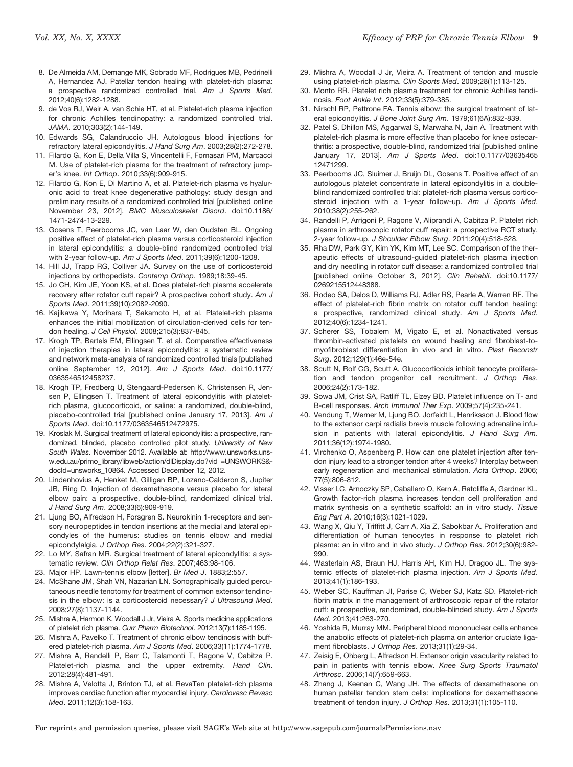8. De Almeida AM, Demange MK, Sobrado MF, Rodrigues MB, Pedrinelli A, Hernandez AJ. Patellar tendon healing with platelet-rich plasma: a prospective randomized controlled trial. *Am J Sports Med*. 2012;40(6):1282-1288.
9. de Vos RJ, Weir A, van Schie HT, et al. Platelet-rich plasma injection for chronic Achilles tendinopathy: a randomized controlled trial. *JAMA*. 2010;303(2):144-149.
10. Edwards SG, Calandruccio JH. Autologous blood injections for refractory lateral epicondylitis. *J Hand Surg Am*. 2003;28(2):272-278.
11. Filardo G, Kon E, Della Villa S, Vincentelli F, Fornasari PM, Marcacci M. Use of platelet-rich plasma for the treatment of refractory jumper's knee. *Int Orthop*. 2010;33(6):909-915.
12. Filardo G, Kon E, Di Martino A, et al. Platelet-rich plasma vs hyaluronic acid to treat knee degenerative pathology: study design and preliminary results of a randomized controlled trial [published online November 23, 2012]. *BMC Musculoskelet Disord*. doi:10.1186/1471-2474-13-229.
13. Gosens T, Peerbooms JC, van Laar W, den Oudsten BL. Ongoing positive effect of platelet-rich plasma versus corticosteroid injection in lateral epicondylitis: a double-blind randomized controlled trial with 2-year follow-up. *Am J Sports Med*. 2011;39(6):1200-1208.
14. Hill JJ, Trapp RG, Colliver JA. Survey on the use of corticosteroid injections by orthopedists. *Contemp Orthop*. 1989;18:39-45.
15. Jo CH, Kim JE, Yoon KS, et al. Does platelet-rich plasma accelerate recovery after rotator cuff repair? A prospective cohort study. *Am J Sports Med*. 2011;39(10):2082-2090.
16. Kajikawa Y, Morihara T, Sakamoto H, et al. Platelet-rich plasma enhances the initial mobilization of circulation-derived cells for tendon healing. *J Cell Physiol*. 2008;215(3):837-845.
17. Krogh TP, Bartels EM, Ellingsen T, et al. Comparative effectiveness of injection therapies in lateral epicondylitis: a systematic review and network meta-analysis of randomized controlled trials [published online September 12, 2012]. *Am J Sports Med*. doi:10.1177/0363546512458237.
18. Krogh TP, Fredberg U, Stengaard-Pedersen K, Christensen R, Jensen P, Ellingsen T. Treatment of lateral epicondylitis with platelet-rich plasma, glucocorticoid, or saline: a randomized, double-blind, placebo-controlled trial [published online January 17, 2013]. *Am J Sports Med*. doi:10.1177/0363546512472975.
19. Kroslak M. Surgical treatment of lateral epicondylitis: a prospective, randomized, blinded, placebo controlled pilot study. *University of New South Wales*. November 2012. Available at: http://www.unsworks.unsw.edu.au/primo_library/libweb/action/dlDisplay.do?vid =UNSWORKS&docId=unsworks_10864. Accessed December 12, 2012.
20. Lindenhovius A, Henket M, Gilligan BP, Lozano-Calderon S, Jupiter JB, Ring D. Injection of dexamethasone versus placebo for lateral elbow pain: a prospective, double-blind, randomized clinical trial. *J Hand Surg Am*. 2008;33(6):909-919.
21. Ljung BO, Alfredson H, Forsgren S. Neurokinin 1-receptors and sensory neuropeptides in tendon insertions at the medial and lateral epicondyles of the humerus: studies on tennis elbow and medial epicondylalgia. *J Orthop Res*. 2004;22(2):321-327.
22. Lo MY, Safran MR. Surgical treatment of lateral epicondylitis: a systematic review. *Clin Orthop Relat Res*. 2007;463:98-106.
23. Major HP. Lawn-tennis elbow [letter]. *Br Med J*. 1883;2:557.
24. McShane JM, Shah VN, Nazarian LN. Sonographically guided percutaneous needle tenotomy for treatment of common extensor tendinosis in the elbow: is a corticosteroid necessary? *J Ultrasound Med*. 2008;27(8):1137-1144.
25. Mishra A, Harmon K, Woodall J Jr, Vieira A. Sports medicine applications of platelet rich plasma. *Curr Pharm Biotechnol*. 2012;13(7):1185-1195.
26. Mishra A, Pavelko T. Treatment of chronic elbow tendinosis with buffered platelet-rich plasma. *Am J Sports Med*. 2006;33(11):1774-1778.
27. Mishra A, Randelli P, Barr C, Talamonti T, Ragone V, Cabitza P. Platelet-rich plasma and the upper extremity. *Hand Clin*. 2012;28(4):481-491.
28. Mishra A, Velotta J, Brinton TJ, et al. RevaTen platelet-rich plasma improves cardiac function after myocardial injury. *Cardiovasc Revasc Med*. 2011;12(3):158-163.
29. Mishra A, Woodall J Jr, Vieira A. Treatment of tendon and muscle using platelet-rich plasma. *Clin Sports Med*. 2009;28(1):113-125.
30. Monto RR. Platelet rich plasma treatment for chronic Achilles tendinosis. *Foot Ankle Int*. 2012;33(5):379-385.
31. Nirschl RP, Pettrone FA. Tennis elbow: the surgical treatment of lateral epicondylitis. *J Bone Joint Surg Am*. 1979;61(6A):832-839.
32. Patel S, Dhillon MS, Aggarwal S, Marwaha N, Jain A. Treatment with platelet-rich plasma is more effective than placebo for knee osteoarthritis: a prospective, double-blind, randomized trial [published online January 17, 2013]. *Am J Sports Med*. doi:10.1177/0363546512471299.
33. Peerbooms JC, Sluimer J, Bruijn DL, Gosens T. Positive effect of an autologous platelet concentrate in lateral epicondylitis in a double-blind randomized controlled trial: platelet-rich plasma versus corticosteroid injection with a 1-year follow-up. *Am J Sports Med*. 2010;38(2):255-262.
34. Randelli P, Arrigoni P, Ragone V, Aliprandi A, Cabitza P. Platelet rich plasma in arthroscopic rotator cuff repair: a prospective RCT study, 2-year follow-up. *J Shoulder Elbow Surg*. 2011;20(4):518-528.
35. Rha DW, Park GY, Kim YK, Kim MT, Lee SC. Comparison of the therapeutic effects of ultrasound-guided platelet-rich plasma injection and dry needling in rotator cuff disease: a randomized controlled trial [published online October 3, 2012]. *Clin Rehabil*. doi:10.1177/0269215512448388.
36. Rodeo SA, Delos D, Williams RJ, Adler RS, Pearle A, Warren RF. The effect of platelet-rich fibrin matrix on rotator cuff tendon healing: a prospective, randomized clinical study. *Am J Sports Med*. 2012;40(6):1234-1241.
37. Scherer SS, Tobalem M, Vigato E, et al. Nonactivated versus thrombin-activated platelets on wound healing and fibroblast-to-myofibroblast differentiation in vivo and in vitro. *Plast Reconstr Surg*. 2012;129(1):46e-54e.
38. Scutt N, Rolf CG, Scutt A. Glucocorticoids inhibit tenocyte proliferation and tendon progenitor cell recruitment. *J Orthop Res*. 2006;24(2):173-182.
39. Sowa JM, Crist SA, Ratliff TL, Elzey BD. Platelet influence on T- and B-cell responses. *Arch Immunol Ther Exp*. 2009;57(4):235-241.
40. Vendung T, Werner M, Ljung BO, Jorfeldt L, Henriksson J. Blood flow to the extensor carpi radialis brevis muscle following adrenaline infusion in patients with lateral epicondylitis. *J Hand Surg Am*. 2011;36(12):1974-1980.
41. Virchenko O, Aspenberg P. How can one platelet injection after tendon injury lead to a stronger tendon after 4 weeks? Interplay between early regeneration and mechanical stimulation. *Acta Orthop*. 2006;77(5):806-812.
42. Visser LC, Arnoczky SP, Caballero O, Kern A, Ratcliffe A, Gardner KL. Growth factor-rich plasma increases tendon cell proliferation and matrix synthesis on a synthetic scaffold: an in vitro study. *Tissue Eng Part A*. 2010;16(3):1021-1029.
43. Wang X, Qiu Y, Triffitt J, Carr A, Xia Z, Sabokbar A. Proliferation and differentiation of human tenocytes in response to platelet rich plasma: an in vitro and in vivo study. *J Orthop Res*. 2012;30(6):982-990.
44. Wasterlain AS, Braun HJ, Harris AH, Kim HJ, Dragoo JL. The systemic effects of platelet-rich plasma injection. *Am J Sports Med*. 2013;41(1):186-193.
45. Weber SC, Kauffman JI, Parise C, Weber SJ, Katz SD. Platelet-rich fibrin matrix in the management of arthroscopic repair of the rotator cuff: a prospective, randomized, double-blinded study. *Am J Sports Med*. 2013;41:263-270.
46. Yoshida R, Murray MM. Peripheral blood mononuclear cells enhance the anabolic effects of platelet-rich plasma on anterior cruciate ligament fibroblasts. *J Orthop Res*. 2013;31(1):29-34.
47. Zeisig E, Ohberg L, Alfredson H. Extensor origin vascularity related to pain in patients with tennis elbow. *Knee Surg Sports Traumatol Arthrosc*. 2006;14(7):659-663.
48. Zhang J, Keenan C, Wang JH. The effects of dexamethasone on human patellar tendon stem cells: implications for dexamethasone treatment of tendon injury. *J Orthop Res*. 2013;31(1):105-110.

For reprints and permission queries, please visit SAGE's Web site at http://www.sagepub.com/journalsPermissions.nav